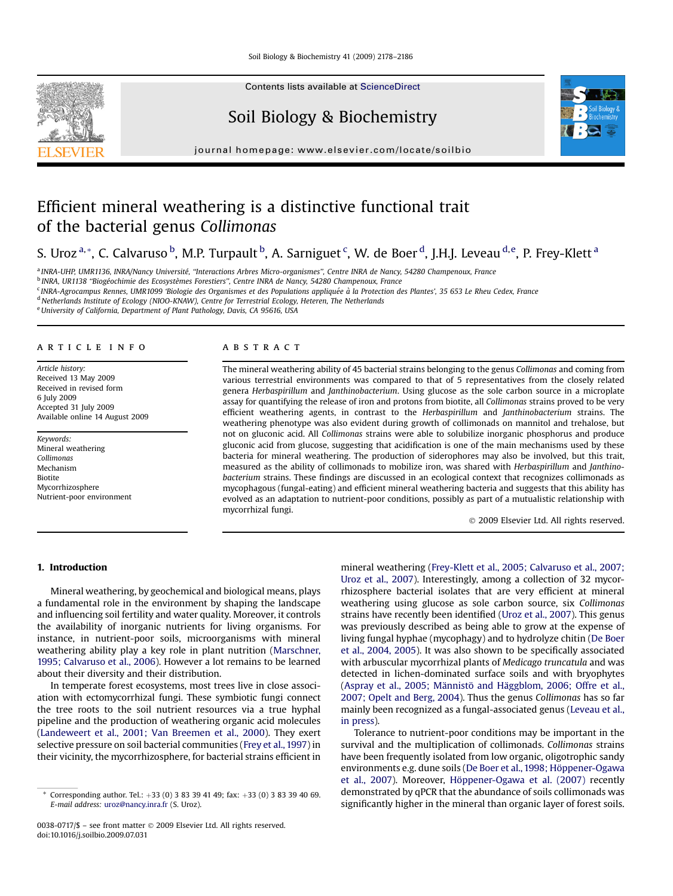# Efficient mineral weathering is a distinctive functional trait of the bacterial genus *Collimonas*

S. Uroz [a,*], C. Calvaruso [b], M.P. Turpault [b], A. Sarniguet [c], W. de Boer [d], J.H.J. Leveau [d,e], P. Frey-Klett [a]

[a] INRA-UHP, UMR1136, INRA/Nancy Université, "Interactions Arbres Micro-organismes", Centre INRA de Nancy, 54280 Champenoux, France

[b] INRA, UR1138 "Biogéochimie des Ecosystèmes Forestiers", Centre INRA de Nancy, 54280 Champenoux, France

[c] INRA-Agrocampus Rennes, UMR1099 'Biologie des Organismes et des Populations appliquée à la Protection des Plantes', 35 653 Le Rheu Cedex, France

[d] Netherlands Institute of Ecology (NIOO-KNAW), Centre for Terrestrial Ecology, Heteren, The Netherlands

[e] University of California, Department of Plant Pathology, Davis, CA 95616, USA

## ARTICLE INFO

*Article history:*
Received 13 May 2009
Received in revised form
6 July 2009
Accepted 31 July 2009
Available online 14 August 2009

*Keywords:*
Mineral weathering
*Collimonas*
Mechanism
Biotite
Mycorrhizosphere
Nutrient-poor environment

## ABSTRACT

The mineral weathering ability of 45 bacterial strains belonging to the genus *Collimonas* and coming from various terrestrial environments was compared to that of 5 representatives from the closely related genera *Herbaspirillum* and *Janthinobacterium*. Using glucose as the sole carbon source in a microplate assay for quantifying the release of iron and protons from biotite, all *Collimonas* strains proved to be very efficient weathering agents, in contrast to the *Herbaspirillum* and *Janthinobacterium* strains. The weathering phenotype was also evident during growth of collimonads on mannitol and trehalose, but not on gluconic acid. All *Collimonas* strains were able to solubilize inorganic phosphorus and produce gluconic acid from glucose, suggesting that acidification is one of the main mechanisms used by these bacteria for mineral weathering. The production of siderophores may also be involved, but this trait, measured as the ability of collimonads to mobilize iron, was shared with *Herbaspirillum* and *Janthinobacterium* strains. These findings are discussed in an ecological context that recognizes collimonads as mycophagous (fungal-eating) and efficient mineral weathering bacteria and suggests that this ability has evolved as an adaptation to nutrient-poor conditions, possibly as part of a mutualistic relationship with mycorrhizal fungi.

© 2009 Elsevier Ltd. All rights reserved.

## 1. Introduction

Mineral weathering, by geochemical and biological means, plays a fundamental role in the environment by shaping the landscape and influencing soil fertility and water quality. Moreover, it controls the availability of inorganic nutrients for living organisms. For instance, in nutrient-poor soils, microorganisms with mineral weathering ability play a key role in plant nutrition (Marschner, 1995; Calvaruso et al., 2006). However a lot remains to be learned about their diversity and their distribution.

In temperate forest ecosystems, most trees live in close association with ectomycorrhizal fungi. These symbiotic fungi connect the tree roots to the soil nutrient resources via a true hyphal pipeline and the production of weathering organic acid molecules (Landeweert et al., 2001; Van Breemen et al., 2000). They exert selective pressure on soil bacterial communities (Frey et al., 1997) in their vicinity, the mycorrhizosphere, for bacterial strains efficient in mineral weathering (Frey-Klett et al., 2005; Calvaruso et al., 2007; Uroz et al., 2007). Interestingly, among a collection of 32 mycorrhizosphere bacterial isolates that are very efficient at mineral weathering using glucose as sole carbon source, six *Collimonas* strains have recently been identified (Uroz et al., 2007). This genus was previously described as being able to grow at the expense of living fungal hyphae (mycophagy) and to hydrolyze chitin (De Boer et al., 2004, 2005). It was also shown to be specifically associated with arbuscular mycorrhizal plants of *Medicago truncatula* and was detected in lichen-dominated surface soils and with bryophytes (Aspray et al., 2005; Männistö and Häggblom, 2006; Offre et al., 2007; Opelt and Berg, 2004). Thus the genus *Collimonas* has so far mainly been recognized as a fungal-associated genus (Leveau et al., in press).

Tolerance to nutrient-poor conditions may be important in the survival and the multiplication of collimonads. *Collimonas* strains have been frequently isolated from low organic, oligotrophic sandy environments e.g. dune soils (De Boer et al., 1998; Höppener-Ogawa et al., 2007). Moreover, Höppener-Ogawa et al. (2007) recently demonstrated by qPCR that the abundance of soils collimonads was significantly higher in the mineral than organic layer of forest soils.

* Corresponding author. Tel.: +33 (0) 3 83 39 41 49; fax: +33 (0) 3 83 39 40 69. E-mail address: uroz@nancy.inra.fr (S. Uroz).

0038-0717/$ – see front matter © 2009 Elsevier Ltd. All rights reserved.
doi:10.1016/j.soilbio.2009.07.031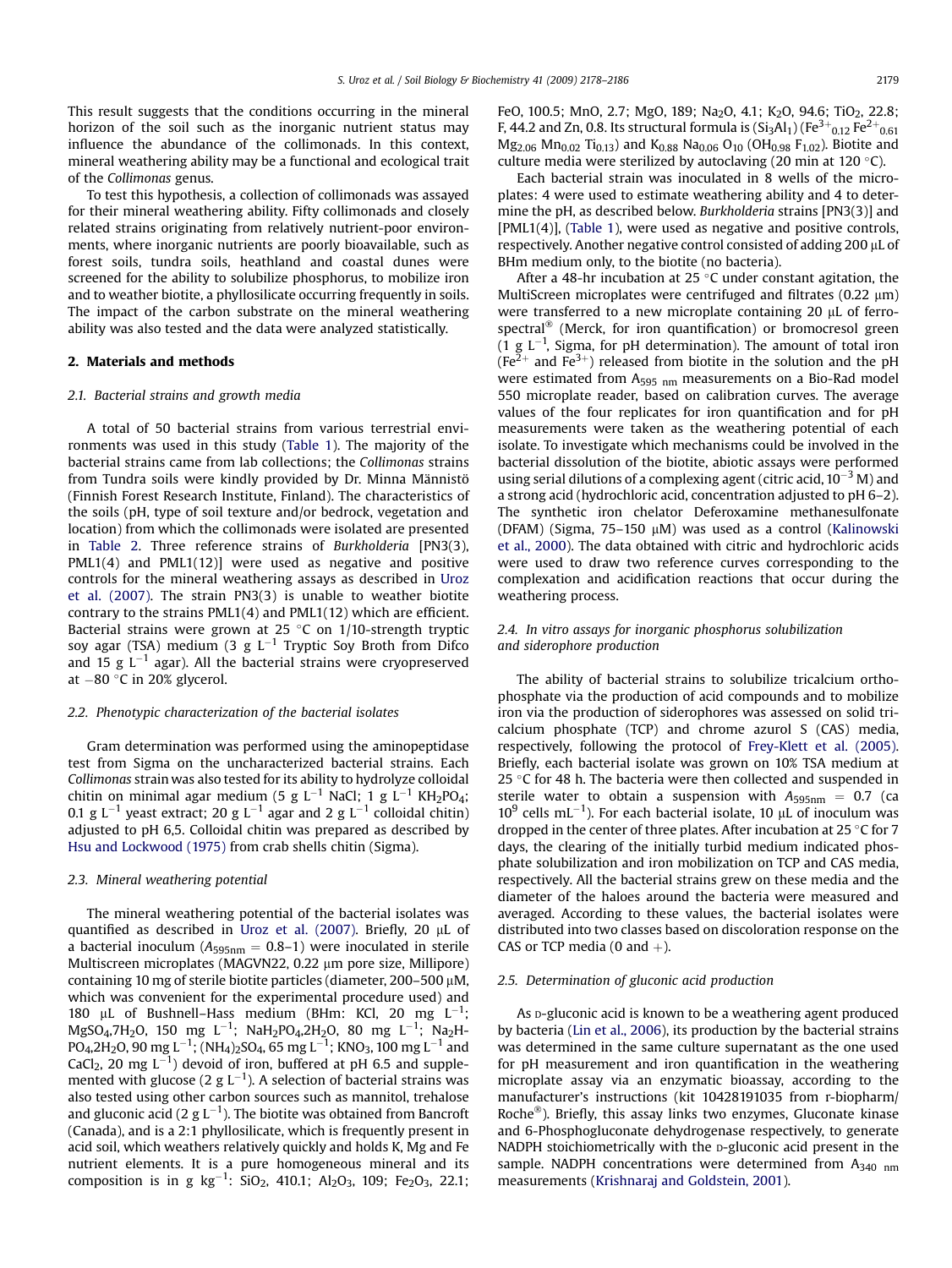This result suggests that the conditions occurring in the mineral horizon of the soil such as the inorganic nutrient status may influence the abundance of the collimonads. In this context, mineral weathering ability may be a functional and ecological trait of the *Collimonas* genus.

To test this hypothesis, a collection of collimonads was assayed for their mineral weathering ability. Fifty collimonads and closely related strains originating from relatively nutrient-poor environments, where inorganic nutrients are poorly bioavailable, such as forest soils, tundra soils, heathland and coastal dunes were screened for the ability to solubilize phosphorus, to mobilize iron and to weather biotite, a phyllosilicate occurring frequently in soils. The impact of the carbon substrate on the mineral weathering ability was also tested and the data were analyzed statistically.

## 2. Materials and methods

### 2.1. Bacterial strains and growth media

A total of 50 bacterial strains from various terrestrial environments was used in this study (Table 1). The majority of the bacterial strains came from lab collections; the *Collimonas* strains from Tundra soils were kindly provided by Dr. Minna Männistö (Finnish Forest Research Institute, Finland). The characteristics of the soils (pH, type of soil texture and/or bedrock, vegetation and location) from which the collimonads were isolated are presented in Table 2. Three reference strains of *Burkholderia* [PN3(3), PML1(4) and PML1(12)] were used as negative and positive controls for the mineral weathering assays as described in Uroz et al. (2007). The strain PN3(3) is unable to weather biotite contrary to the strains PML1(4) and PML1(12) which are efficient. Bacterial strains were grown at 25 °C on 1/10-strength tryptic soy agar (TSA) medium (3 g $L^{-1}$ Tryptic Soy Broth from Difco and 15 g $L^{-1}$ agar). All the bacterial strains were cryopreserved at −80 °C in 20% glycerol.

### 2.2. Phenotypic characterization of the bacterial isolates

Gram determination was performed using the aminopeptidase test from Sigma on the uncharacterized bacterial strains. Each *Collimonas* strain was also tested for its ability to hydrolyze colloidal chitin on minimal agar medium (5 g $L^{-1}$ NaCl; 1 g $L^{-1}$ $KH_2PO_4$; 0.1 g $L^{-1}$ yeast extract; 20 g $L^{-1}$ agar and 2 g $L^{-1}$ colloidal chitin) adjusted to pH 6,5. Colloidal chitin was prepared as described by Hsu and Lockwood (1975) from crab shells chitin (Sigma).

### 2.3. Mineral weathering potential

The mineral weathering potential of the bacterial isolates was quantified as described in Uroz et al. (2007). Briefly, 20 μL of a bacterial inoculum ($A_{595nm}$ = 0.8–1) were inoculated in sterile Multiscreen microplates (MAGVN22, 0.22 μm pore size, Millipore) containing 10 mg of sterile biotite particles (diameter, 200–500 μM, which was convenient for the experimental procedure used) and 180 μL of Bushnell–Hass medium (BHm: KCl, 20 mg $L^{-1}$; $MgSO_4{,}7H_2O$, 150 mg $L^{-1}$; $NaH_2PO_4{,}2H_2O$, 80 mg $L^{-1}$; $Na_2HPO_4{,}2H_2O$, 90 mg $L^{-1}$; $(NH_4)_2SO_4$, 65 mg $L^{-1}$; $KNO_3$, 100 mg $L^{-1}$ and $CaCl_2$, 20 mg $L^{-1}$) devoid of iron, buffered at pH 6.5 and supplemented with glucose (2 g $L^{-1}$). A selection of bacterial strains was also tested using other carbon sources such as mannitol, trehalose and gluconic acid (2 g $L^{-1}$). The biotite was obtained from Bancroft (Canada), and is a 2:1 phyllosilicate, which is frequently present in acid soil, which weathers relatively quickly and holds K, Mg and Fe nutrient elements. It is a pure homogeneous mineral and its composition is in g $kg^{-1}$: $SiO_2$, 410.1; $Al_2O_3$, 109; $Fe_2O_3$, 22.1; FeO, 100.5; MnO, 2.7; MgO, 189; $Na_2O$, 4.1; $K_2O$, 94.6; $TiO_2$, 22.8; F, 44.2 and Zn, 0.8. Its structural formula is $(Si_3Al_1)(Fe^{3+}_{0.12}\,Fe^{2+}_{0.61}\,Mg_{2.06}\,Mn_{0.02}\,Ti_{0.13})$ and $K_{0.88}\,Na_{0.06}\,O_{10}\,(OH_{0.98}\,F_{1.02})$. Biotite and culture media were sterilized by autoclaving (20 min at 120 °C).

Each bacterial strain was inoculated in 8 wells of the microplates: 4 were used to estimate weathering ability and 4 to determine the pH, as described below. *Burkholderia* strains [PN3(3)] and [PML1(4)], (Table 1), were used as negative and positive controls, respectively. Another negative control consisted of adding 200 μL of BHm medium only, to the biotite (no bacteria).

After a 48-hr incubation at 25 °C under constant agitation, the MultiScreen microplates were centrifuged and filtrates (0.22 μm) were transferred to a new microplate containing 20 μL of ferrospectral® (Merck, for iron quantification) or bromocresol green (1 g $L^{-1}$, Sigma, for pH determination). The amount of total iron ($Fe^{2+}$ and $Fe^{3+}$) released from biotite in the solution and the pH were estimated from $A_{595\ nm}$ measurements on a Bio-Rad model 550 microplate reader, based on calibration curves. The average values of the four replicates for iron quantification and for pH measurements were taken as the weathering potential of each isolate. To investigate which mechanisms could be involved in the bacterial dissolution of the biotite, abiotic assays were performed using serial dilutions of a complexing agent (citric acid, $10^{-3}$ M) and a strong acid (hydrochloric acid, concentration adjusted to pH 6–2). The synthetic iron chelator Deferoxamine methanesulfonate (DFAM) (Sigma, 75–150 μM) was used as a control (Kalinowski et al., 2000). The data obtained with citric and hydrochloric acids were used to draw two reference curves corresponding to the complexation and acidification reactions that occur during the weathering process.

### 2.4. In vitro assays for inorganic phosphorus solubilization and siderophore production

The ability of bacterial strains to solubilize tricalcium orthophosphate via the production of acid compounds and to mobilize iron via the production of siderophores was assessed on solid tricalcium phosphate (TCP) and chrome azurol S (CAS) media, respectively, following the protocol of Frey-Klett et al. (2005). Briefly, each bacterial isolate was grown on 10% TSA medium at 25 °C for 48 h. The bacteria were then collected and suspended in sterile water to obtain a suspension with $A_{595nm}$ = 0.7 (ca $10^9$ cells $mL^{-1}$). For each bacterial isolate, 10 μL of inoculum was dropped in the center of three plates. After incubation at 25 °C for 7 days, the clearing of the initially turbid medium indicated phosphate solubilization and iron mobilization on TCP and CAS media, respectively. All the bacterial strains grew on these media and the diameter of the haloes around the bacteria were measured and averaged. According to these values, the bacterial isolates were distributed into two classes based on discoloration response on the CAS or TCP media (0 and +).

### 2.5. Determination of gluconic acid production

As D-gluconic acid is known to be a weathering agent produced by bacteria (Lin et al., 2006), its production by the bacterial strains was determined in the same culture supernatant as the one used for pH measurement and iron quantification in the weathering microplate assay via an enzymatic bioassay, according to the manufacturer's instructions (kit 10428191035 from r-biopharm/Roche®). Briefly, this assay links two enzymes, Gluconate kinase and 6-Phosphogluconate dehydrogenase respectively, to generate NADPH stoichiometrically with the D-gluconic acid present in the sample. NADPH concentrations were determined from $A_{340\ nm}$ measurements (Krishnaraj and Goldstein, 2001).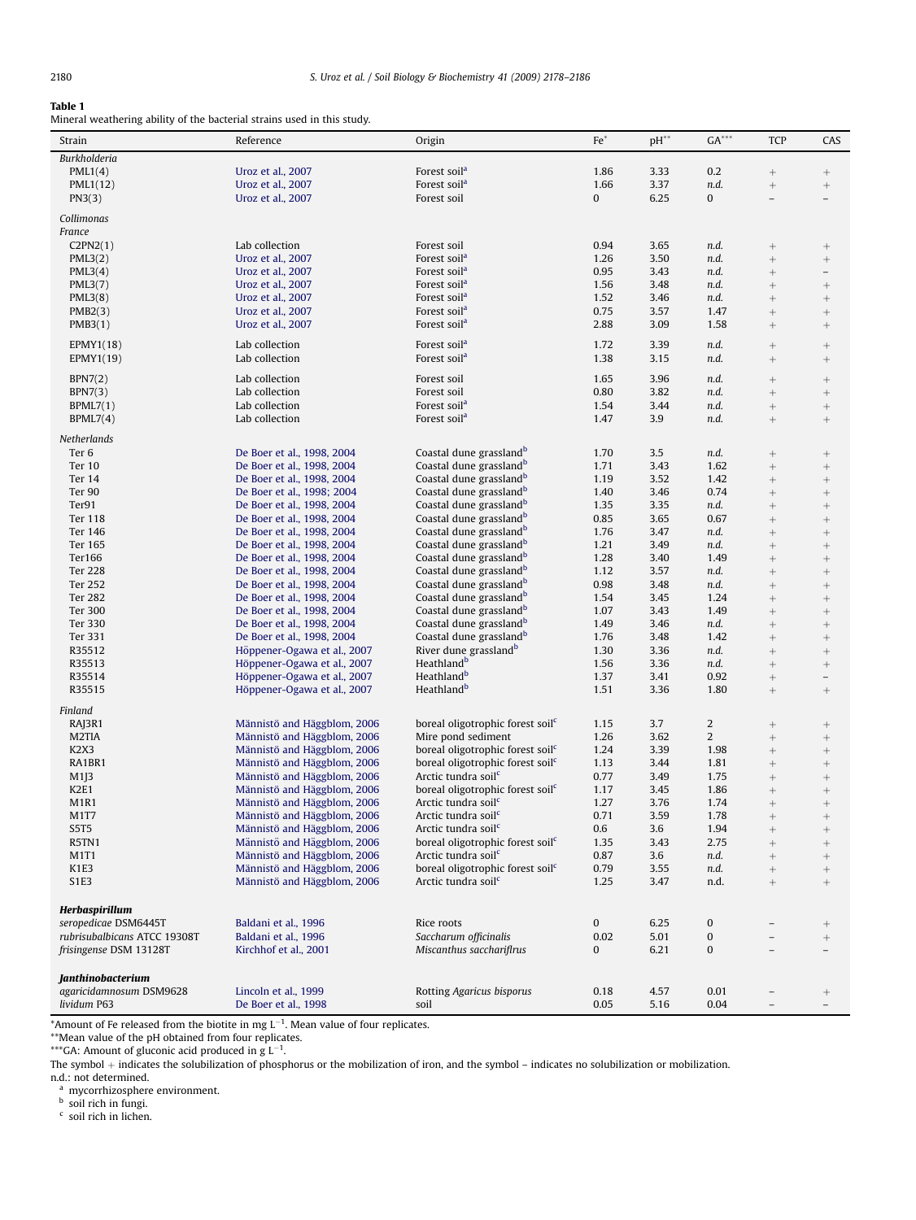**Table 1**
Mineral weathering ability of the bacterial strains used in this study.

| Strain | Reference | Origin | Fe* | pH** | GA*** | TCP | CAS |
|---|---|---|---|---|---|---|---|
| *Burkholderia* | | | | | | | |
| PML1(4) | Uroz et al., 2007 | Forest soil[a] | 1.86 | 3.33 | 0.2 | + | + |
| PML1(12) | Uroz et al., 2007 | Forest soil[a] | 1.66 | 3.37 | *n.d.* | + | + |
| PN3(3) | Uroz et al., 2007 | Forest soil | 0 | 6.25 | 0 | – | – |
| *Collimonas* | | | | | | | |
| *France* | | | | | | | |
| C2PN2(1) | Lab collection | Forest soil | 0.94 | 3.65 | *n.d.* | + | + |
| PML3(2) | Uroz et al., 2007 | Forest soil[a] | 1.26 | 3.50 | *n.d.* | + | + |
| PML3(4) | Uroz et al., 2007 | Forest soil[a] | 0.95 | 3.43 | *n.d.* | + | – |
| PML3(7) | Uroz et al., 2007 | Forest soil[a] | 1.56 | 3.48 | *n.d.* | + | + |
| PML3(8) | Uroz et al., 2007 | Forest soil[a] | 1.52 | 3.46 | *n.d.* | + | + |
| PMB2(3) | Uroz et al., 2007 | Forest soil[a] | 0.75 | 3.57 | 1.47 | + | + |
| PMB3(1) | Uroz et al., 2007 | Forest soil[a] | 2.88 | 3.09 | 1.58 | + | + |
| EPMY1(18) | Lab collection | Forest soil[a] | 1.72 | 3.39 | *n.d.* | + | + |
| EPMY1(19) | Lab collection | Forest soil[a] | 1.38 | 3.15 | *n.d.* | + | + |
| BPN7(2) | Lab collection | Forest soil | 1.65 | 3.96 | *n.d.* | + | + |
| BPN7(3) | Lab collection | Forest soil | 0.80 | 3.82 | *n.d.* | + | + |
| BPML7(1) | Lab collection | Forest soil[a] | 1.54 | 3.44 | *n.d.* | + | + |
| BPML7(4) | Lab collection | Forest soil[a] | 1.47 | 3.9 | *n.d.* | + | + |
| *Netherlands* | | | | | | | |
| Ter 6 | De Boer et al., 1998, 2004 | Coastal dune grassland[b] | 1.70 | 3.5 | *n.d.* | + | + |
| Ter 10 | De Boer et al., 1998, 2004 | Coastal dune grassland[b] | 1.71 | 3.43 | 1.62 | + | + |
| Ter 14 | De Boer et al., 1998, 2004 | Coastal dune grassland[b] | 1.19 | 3.52 | 1.42 | + | + |
| Ter 90 | De Boer et al., 1998; 2004 | Coastal dune grassland[b] | 1.40 | 3.46 | 0.74 | + | + |
| Ter91 | De Boer et al., 1998, 2004 | Coastal dune grassland[b] | 1.35 | 3.35 | *n.d.* | + | + |
| Ter 118 | De Boer et al., 1998, 2004 | Coastal dune grassland[b] | 0.85 | 3.65 | 0.67 | + | + |
| Ter 146 | De Boer et al., 1998, 2004 | Coastal dune grassland[b] | 1.76 | 3.47 | *n.d.* | + | + |
| Ter 165 | De Boer et al., 1998, 2004 | Coastal dune grassland[b] | 1.21 | 3.49 | *n.d.* | + | + |
| Ter166 | De Boer et al., 1998, 2004 | Coastal dune grassland[b] | 1.28 | 3.40 | 1.49 | + | + |
| Ter 228 | De Boer et al., 1998, 2004 | Coastal dune grassland[b] | 1.12 | 3.57 | *n.d.* | + | + |
| Ter 252 | De Boer et al., 1998, 2004 | Coastal dune grassland[b] | 0.98 | 3.48 | *n.d.* | + | + |
| Ter 282 | De Boer et al., 1998, 2004 | Coastal dune grassland[b] | 1.54 | 3.45 | 1.24 | + | + |
| Ter 300 | De Boer et al., 1998, 2004 | Coastal dune grassland[b] | 1.07 | 3.43 | 1.49 | + | + |
| Ter 330 | De Boer et al., 1998, 2004 | Coastal dune grassland[b] | 1.49 | 3.46 | *n.d.* | + | + |
| Ter 331 | De Boer et al., 1998, 2004 | Coastal dune grassland[b] | 1.76 | 3.48 | 1.42 | + | + |
| R35512 | Höppener-Ogawa et al., 2007 | River dune grassland[b] | 1.30 | 3.36 | *n.d.* | + | + |
| R35513 | Höppener-Ogawa et al., 2007 | Heathland[b] | 1.56 | 3.36 | *n.d.* | + | + |
| R35514 | Höppener-Ogawa et al., 2007 | Heathland[b] | 1.37 | 3.41 | 0.92 | + | – |
| R35515 | Höppener-Ogawa et al., 2007 | Heathland[b] | 1.51 | 3.36 | 1.80 | + | + |
| *Finland* | | | | | | | |
| RAJ3R1 | Männistö and Häggblom, 2006 | boreal oligotrophic forest soil[c] | 1.15 | 3.7 | 2 | + | + |
| M2TIA | Männistö and Häggblom, 2006 | Mire pond sediment | 1.26 | 3.62 | 2 | + | + |
| K2X3 | Männistö and Häggblom, 2006 | boreal oligotrophic forest soil[c] | 1.24 | 3.39 | 1.98 | + | + |
| RA1BR1 | Männistö and Häggblom, 2006 | boreal oligotrophic forest soil[c] | 1.13 | 3.44 | 1.81 | + | + |
| M1J3 | Männistö and Häggblom, 2006 | Arctic tundra soil[c] | 0.77 | 3.49 | 1.75 | + | + |
| K2E1 | Männistö and Häggblom, 2006 | boreal oligotrophic forest soil[c] | 1.17 | 3.45 | 1.86 | + | + |
| M1R1 | Männistö and Häggblom, 2006 | Arctic tundra soil[c] | 1.27 | 3.76 | 1.74 | + | + |
| M1T7 | Männistö and Häggblom, 2006 | Arctic tundra soil[c] | 0.71 | 3.59 | 1.78 | + | + |
| S5T5 | Männistö and Häggblom, 2006 | Arctic tundra soil[c] | 0.6 | 3.6 | 1.94 | + | + |
| R5TN1 | Männistö and Häggblom, 2006 | boreal oligotrophic forest soil[c] | 1.35 | 3.43 | 2.75 | + | + |
| M1T1 | Männistö and Häggblom, 2006 | Arctic tundra soil[c] | 0.87 | 3.6 | *n.d.* | + | + |
| K1E3 | Männistö and Häggblom, 2006 | boreal oligotrophic forest soil[c] | 0.79 | 3.55 | *n.d.* | + | + |
| S1E3 | Männistö and Häggblom, 2006 | Arctic tundra soil[c] | 1.25 | 3.47 | n.d. | + | + |
| ***Herbaspirillum*** | | | | | | | |
| *seropedicae* DSM6445T | Baldani et al., 1996 | Rice roots | 0 | 6.25 | 0 | – | + |
| *rubrisubalbicans* ATCC 19308T | Baldani et al., 1996 | *Saccharum officinalis* | 0.02 | 5.01 | 0 | – | + |
| *frisingense* DSM 13128T | Kirchhof et al., 2001 | *Miscanthus sacchariflrus* | 0 | 6.21 | 0 | – | – |
| ***Janthinobacterium*** | | | | | | | |
| *agaricidamnosum* DSM9628 | Lincoln et al., 1999 | Rotting *Agaricus bisporus* | 0.18 | 4.57 | 0.01 | – | + |
| *lividum* P63 | De Boer et al., 1998 | soil | 0.05 | 5.16 | 0.04 | – | – |

*Amount of Fe released from the biotite in mg $L^{-1}$. Mean value of four replicates.
**Mean value of the pH obtained from four replicates.
***GA: Amount of gluconic acid produced in g $L^{-1}$.
The symbol + indicates the solubilization of phosphorus or the mobilization of iron, and the symbol – indicates no solubilization or mobilization.
n.d.: not determined.
[a] mycorrhizosphere environment.
[b] soil rich in fungi.
[c] soil rich in lichen.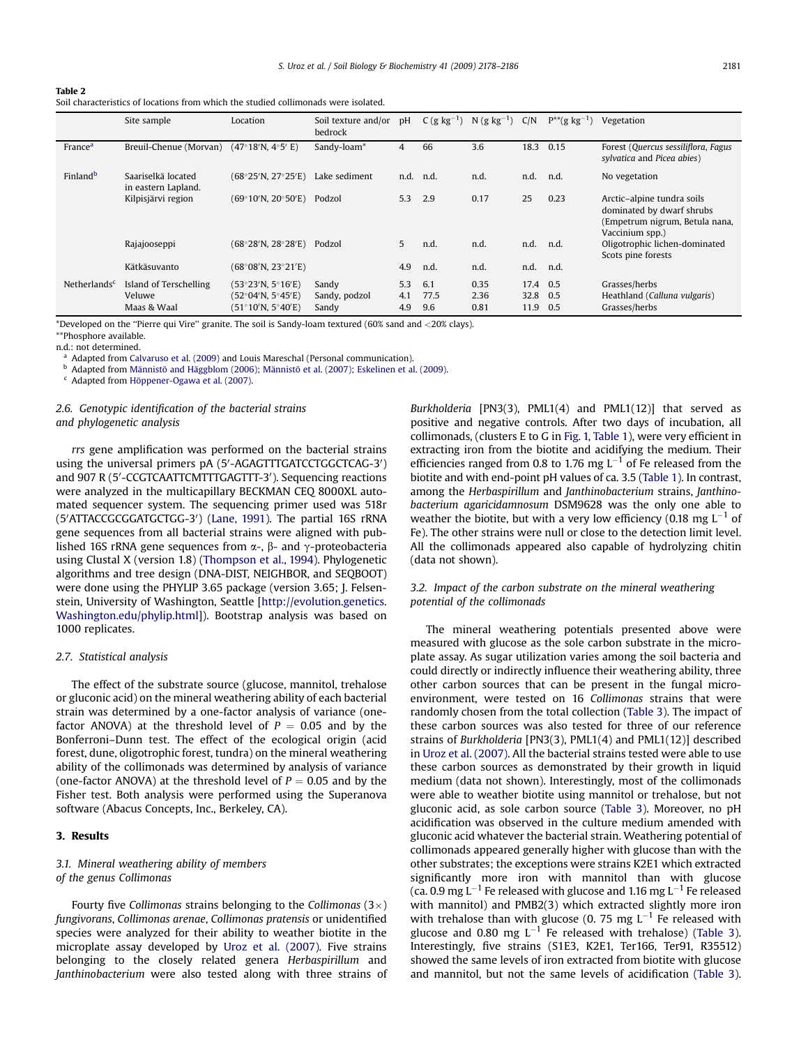**Table 2**
Soil characteristics of locations from which the studied collimonads were isolated.

| | Site sample | Location | Soil texture and/or bedrock | pH | C (g kg$^{-1}$) | N (g kg$^{-1}$) | C/N | P**(g kg$^{-1}$) | Vegetation |
|---|---|---|---|---|---|---|---|---|---|
| France[a] | Breuil-Chenue (Morvan) | (47°18′N, 4°5′ E) | Sandy-loam* | 4 | 66 | 3.6 | 18.3 | 0.15 | Forest (*Quercus sessiliflora*, *Fagus sylvatica* and *Picea abies*) |
| Finland[b] | Saariselkä located in eastern Lapland. | (68°25′N, 27°25′E) | Lake sediment | n.d. | n.d. | n.d. | n.d. | n.d. | No vegetation |
| | Kilpisjärvi region | (69°10′N, 20°50′E) | Podzol | 5.3 | 2.9 | 0.17 | 25 | 0.23 | Arctic–alpine tundra soils dominated by dwarf shrubs (Empetrum nigrum, Betula nana, Vaccinium spp.) |
| | Rajajooseppi | (68°28′N, 28°28′E) | Podzol | 5 | n.d. | n.d. | n.d. | n.d. | Oligotrophic lichen-dominated Scots pine forests |
| | Kätkäsuvanto | (68°08′N, 23°21′E) | | 4.9 | n.d. | n.d. | n.d. | n.d. | |
| Netherlands[c] | Island of Terschelling | (53°23′N, 5°16′E) | Sandy | 5.3 | 6.1 | 0.35 | 17.4 | 0.5 | Grasses/herbs |
| | Veluwe | (52°04′N, 5°45′E) | Sandy, podzol | 4.1 | 77.5 | 2.36 | 32.8 | 0.5 | Heathland (*Calluna vulgaris*) |
| | Maas & Waal | (51°10′N, 5°40′E) | Sandy | 4.9 | 9.6 | 0.81 | 11.9 | 0.5 | Grasses/herbs |

*Developed on the "Pierre qui Vire" granite. The soil is Sandy-loam textured (60% sand and <20% clays).
**Phosphore available.
n.d.: not determined.
[a] Adapted from Calvaruso et al. (2009) and Louis Mareschal (Personal communication).
[b] Adapted from Männistö and Häggblom (2006); Männistö et al. (2007); Eskelinen et al. (2009).
[c] Adapted from Höppener-Ogawa et al. (2007).

### 2.6. Genotypic identification of the bacterial strains and phylogenetic analysis

*rrs* gene amplification was performed on the bacterial strains using the universal primers pA (5′-AGAGTTTGATCCTGGCTCAG-3′) and 907 R (5′-CCGTCAATTCMTTTGAGTTT-3′). Sequencing reactions were analyzed in the multicapillary BECKMAN CEQ 8000XL automated sequencer system. The sequencing primer used was 518r (5′ATTACCGCGGATGCTGG-3′) (Lane, 1991). The partial 16S rRNA gene sequences from all bacterial strains were aligned with published 16S rRNA gene sequences from α-, β- and γ-proteobacteria using Clustal X (version 1.8) (Thompson et al., 1994). Phylogenetic algorithms and tree design (DNA-DIST, NEIGHBOR, and SEQBOOT) were done using the PHYLIP 3.65 package (version 3.65; J. Felsenstein, University of Washington, Seattle [http://evolution.genetics.Washington.edu/phylip.html]). Bootstrap analysis was based on 1000 replicates.

### 2.7. Statistical analysis

The effect of the substrate source (glucose, mannitol, trehalose or gluconic acid) on the mineral weathering ability of each bacterial strain was determined by a one-factor analysis of variance (one-factor ANOVA) at the threshold level of $P = 0.05$ and by the Bonferroni–Dunn test. The effect of the ecological origin (acid forest, dune, oligotrophic forest, tundra) on the mineral weathering ability of the collimonads was determined by analysis of variance (one-factor ANOVA) at the threshold level of $P = 0.05$ and by the Fisher test. Both analysis were performed using the Superanova software (Abacus Concepts, Inc., Berkeley, CA).

## 3. Results

### 3.1. Mineral weathering ability of members of the genus Collimonas

Fourty five *Collimonas* strains belonging to the *Collimonas* (3×) *fungivorans*, *Collimonas arenae*, *Collimonas pratensis* or unidentified species were analyzed for their ability to weather biotite in the microplate assay developed by Uroz et al. (2007). Five strains belonging to the closely related genera *Herbaspirillum* and *Janthinobacterium* were also tested along with three strains of *Burkholderia* [PN3(3), PML1(4) and PML1(12)] that served as positive and negative controls. After two days of incubation, all collimonads, (clusters E to G in Fig. 1, Table 1), were very efficient in extracting iron from the biotite and acidifying the medium. Their efficiencies ranged from 0.8 to 1.76 mg L$^{-1}$ of Fe released from the biotite and with end-point pH values of ca. 3.5 (Table 1). In contrast, among the *Herbaspirillum* and *Janthinobacterium* strains, *Janthinobacterium agaricidamnosum* DSM9628 was the only one able to weather the biotite, but with a very low efficiency (0.18 mg L$^{-1}$ of Fe). The other strains were null or close to the detection limit level. All the collimonads appeared also capable of hydrolyzing chitin (data not shown).

### 3.2. Impact of the carbon substrate on the mineral weathering potential of the collimonads

The mineral weathering potentials presented above were measured with glucose as the sole carbon substrate in the microplate assay. As sugar utilization varies among the soil bacteria and could directly or indirectly influence their weathering ability, three other carbon sources that can be present in the fungal microenvironment, were tested on 16 *Collimonas* strains that were randomly chosen from the total collection (Table 3). The impact of these carbon sources was also tested for three of our reference strains of *Burkholderia* [PN3(3), PML1(4) and PML1(12)] described in Uroz et al. (2007). All the bacterial strains tested were able to use these carbon sources as demonstrated by their growth in liquid medium (data not shown). Interestingly, most of the collimonads were able to weather biotite using mannitol or trehalose, but not gluconic acid, as sole carbon source (Table 3). Moreover, no pH acidification was observed in the culture medium amended with gluconic acid whatever the bacterial strain. Weathering potential of collimonads appeared generally higher with glucose than with the other substrates; the exceptions were strains K2E1 which extracted significantly more iron with mannitol than with glucose (ca. 0.9 mg L$^{-1}$ Fe released with glucose and 1.16 mg L$^{-1}$ Fe released with mannitol) and PMB2(3) which extracted slightly more iron with trehalose than with glucose (0. 75 mg L$^{-1}$ Fe released with glucose and 0.80 mg L$^{-1}$ Fe released with trehalose) (Table 3). Interestingly, five strains (S1E3, K2E1, Ter166, Ter91, R35512) showed the same levels of iron extracted from biotite with glucose and mannitol, but not the same levels of acidification (Table 3).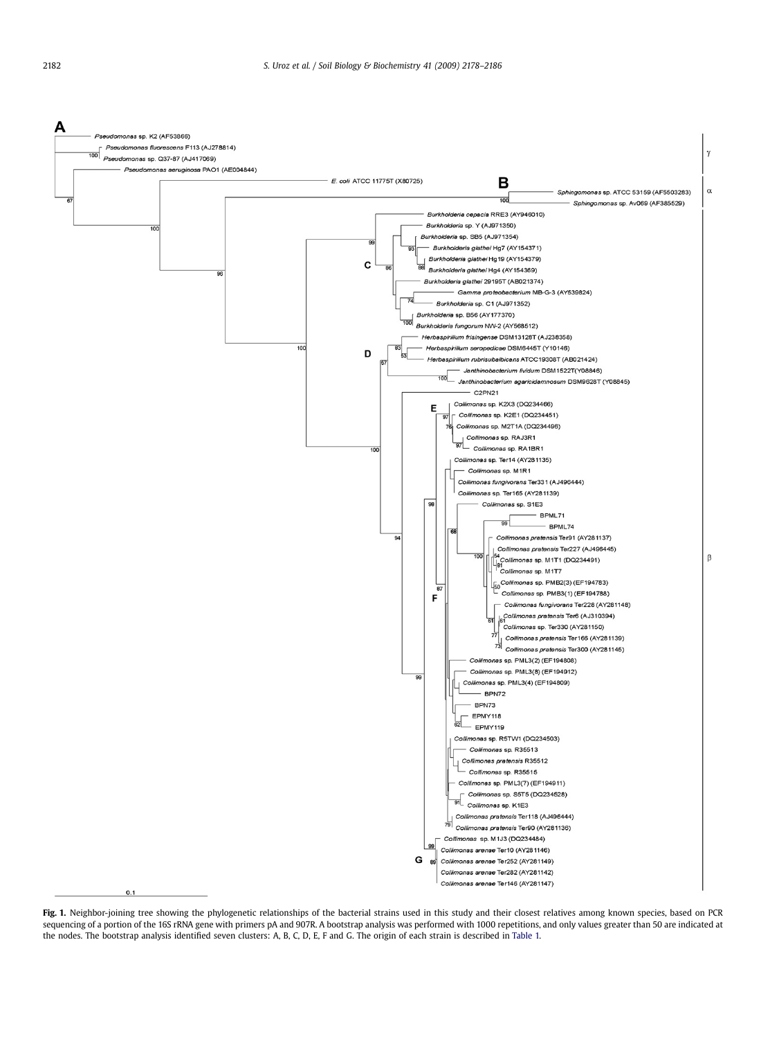**Fig. 1.** Neighbor-joining tree showing the phylogenetic relationships of the bacterial strains used in this study and their closest relatives among known species, based on PCR sequencing of a portion of the 16S rRNA gene with primers pA and 907R. A bootstrap analysis was performed with 1000 repetitions, and only values greater than 50 are indicated at the nodes. The bootstrap analysis identified seven clusters: A, B, C, D, E, F and G. The origin of each strain is described in Table 1.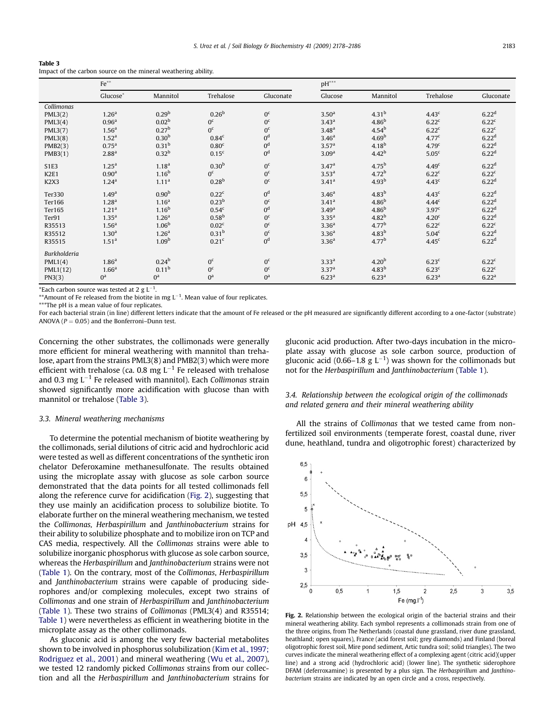**Table 3**
Impact of the carbon source on the mineral weathering ability.

| | Fe** | | | | pH*** | | | |
|---|---|---|---|---|---|---|---|---|
| | Glucose* | Mannitol | Trehalose | Gluconate | Glucose | Mannitol | Trehalose | Gluconate |
| *Collimonas* | | | | | | | | |
| PML3(2) | 1.26$^{a}$ | 0.29$^{b}$ | 0.26$^{b}$ | 0$^{c}$ | 3.50$^{a}$ | 4.31$^{b}$ | 4.43$^{c}$ | 6.22$^{d}$ |
| PML3(4) | 0.96$^{a}$ | 0.02$^{b}$ | 0$^{c}$ | 0$^{c}$ | 3.43$^{a}$ | 4.86$^{b}$ | 6.22$^{c}$ | 6.22$^{c}$ |
| PML3(7) | 1.56$^{a}$ | 0.27$^{b}$ | 0$^{c}$ | 0$^{c}$ | 3.48$^{a}$ | 4.54$^{b}$ | 6.22$^{c}$ | 6.22$^{c}$ |
| PML3(8) | 1.52$^{a}$ | 0.30$^{b}$ | 0.84$^{c}$ | 0$^{d}$ | 3.46$^{a}$ | 4.69$^{b}$ | 4.77$^{c}$ | 6.22$^{d}$ |
| PMB2(3) | 0.75$^{a}$ | 0.31$^{b}$ | 0.80$^{c}$ | 0$^{d}$ | 3.57$^{a}$ | 4.18$^{b}$ | 4.79$^{c}$ | 6.22$^{d}$ |
| PMB3(1) | 2.88$^{a}$ | 0.32$^{b}$ | 0.15$^{c}$ | 0$^{d}$ | 3.09$^{a}$ | 4.42$^{b}$ | 5.05$^{c}$ | 6.22$^{d}$ |
| S1E3 | 1.25$^{a}$ | 1.18$^{a}$ | 0.30$^{b}$ | 0$^{c}$ | 3.47$^{a}$ | 4.75$^{b}$ | 4.49$^{c}$ | 6.22$^{d}$ |
| K2E1 | 0.90$^{a}$ | 1.16$^{b}$ | 0$^{c}$ | 0$^{c}$ | 3.53$^{a}$ | 4.72$^{b}$ | 6.22$^{c}$ | 6.22$^{c}$ |
| K2X3 | 1.24$^{a}$ | 1.11$^{a}$ | 0.28$^{b}$ | 0$^{c}$ | 3.41$^{a}$ | 4.93$^{b}$ | 4.43$^{c}$ | 6.22$^{d}$ |
| Ter330 | 1.49$^{a}$ | 0.90$^{b}$ | 0.22$^{c}$ | 0$^{d}$ | 3.46$^{a}$ | 4.83$^{b}$ | 4.43$^{c}$ | 6.22$^{d}$ |
| Ter166 | 1.28$^{a}$ | 1.16$^{a}$ | 0.23$^{b}$ | 0$^{c}$ | 3.41$^{a}$ | 4.86$^{b}$ | 4.44$^{c}$ | 6.22$^{d}$ |
| Ter165 | 1.21$^{a}$ | 1.16$^{b}$ | 0.54$^{c}$ | 0$^{d}$ | 3.49$^{a}$ | 4.86$^{b}$ | 3.97$^{c}$ | 6.22$^{d}$ |
| Ter91 | 1.35$^{a}$ | 1.26$^{a}$ | 0.58$^{b}$ | 0$^{c}$ | 3.35$^{a}$ | 4.82$^{b}$ | 4.20$^{c}$ | 6.22$^{d}$ |
| R35513 | 1.56$^{a}$ | 1.06$^{b}$ | 0.02$^{c}$ | 0$^{c}$ | 3.36$^{a}$ | 4.77$^{b}$ | 6.22$^{c}$ | 6.22$^{c}$ |
| R35512 | 1.30$^{a}$ | 1.26$^{a}$ | 0.31$^{b}$ | 0$^{c}$ | 3.36$^{a}$ | 4.83$^{b}$ | 5.04$^{c}$ | 6.22$^{d}$ |
| R35515 | 1.51$^{a}$ | 1.09$^{b}$ | 0.21$^{c}$ | 0$^{d}$ | 3.36$^{a}$ | 4.77$^{b}$ | 4.45$^{c}$ | 6.22$^{d}$ |
| *Burkholderia* | | | | | | | | |
| PML1(4) | 1.86$^{a}$ | 0.24$^{b}$ | 0$^{c}$ | 0$^{c}$ | 3.33$^{a}$ | 4.20$^{b}$ | 6.23$^{c}$ | 6.22$^{c}$ |
| PML1(12) | 1.66$^{a}$ | 0.11$^{b}$ | 0$^{c}$ | 0$^{c}$ | 3.37$^{a}$ | 4.83$^{b}$ | 6.23$^{c}$ | 6.22$^{c}$ |
| PN3(3) | 0$^{a}$ | 0$^{a}$ | 0$^{a}$ | 0$^{a}$ | 6.23$^{a}$ | 6.23$^{a}$ | 6.23$^{a}$ | 6.22$^{a}$ |

*Each carbon source was tested at 2 g $L^{-1}$.
**Amount of Fe released from the biotite in mg $L^{-1}$. Mean value of four replicates.
***The pH is a mean value of four replicates.
For each bacterial strain (in line) different letters indicate that the amount of Fe released or the pH measured are significantly different according to a one-factor (substrate) ANOVA ($P = 0.05$) and the Bonferroni–Dunn test.

Concerning the other substrates, the collimonads were generally more efficient for mineral weathering with mannitol than trehalose, apart from the strains PML3(8) and PMB2(3) which were more efficient with trehalose (ca. 0.8 mg $L^{-1}$ Fe released with trehalose and 0.3 mg $L^{-1}$ Fe released with mannitol). Each *Collimonas* strain showed significantly more acidification with glucose than with mannitol or trehalose (Table 3).

### 3.3. Mineral weathering mechanisms

To determine the potential mechanism of biotite weathering by the collimonads, serial dilutions of citric acid and hydrochloric acid were tested as well as different concentrations of the synthetic iron chelator Deferoxamine methanesulfonate. The results obtained using the microplate assay with glucose as sole carbon source demonstrated that the data points for all tested collimonads fell along the reference curve for acidification (Fig. 2), suggesting that they use mainly an acidification process to solubilize biotite. To elaborate further on the mineral weathering mechanism, we tested the *Collimonas*, *Herbaspirillum* and *Janthinobacterium* strains for their ability to solubilize phosphate and to mobilize iron on TCP and CAS media, respectively. All the *Collimonas* strains were able to solubilize inorganic phosphorus with glucose as sole carbon source, whereas the *Herbaspirillum* and *Janthinobacterium* strains were not (Table 1). On the contrary, most of the *Collimonas*, *Herbaspirillum* and *Janthinobacterium* strains were capable of producing siderophores and/or complexing molecules, except two strains of *Collimonas* and one strain of *Herbaspirillum* and *Janthinobacterium* (Table 1). These two strains of *Collimonas* (PML3(4) and R35514; Table 1) were nevertheless as efficient in weathering biotite in the microplate assay as the other collimonads.

As gluconic acid is among the very few bacterial metabolites shown to be involved in phosphorus solubilization (Kim et al., 1997; Rodriguez et al., 2001) and mineral weathering (Wu et al., 2007), we tested 12 randomly picked *Collimonas* strains from our collection and all the *Herbaspirillum* and *Janthinobacterium* strains for gluconic acid production. After two-days incubation in the microplate assay with glucose as sole carbon source, production of gluconic acid (0.66–1.8 g $L^{-1}$) was shown for the collimonads but not for the *Herbaspirillum* and *Janthinobacterium* (Table 1).

### 3.4. Relationship between the ecological origin of the collimonads and related genera and their mineral weathering ability

All the strains of *Collimonas* that we tested came from non-fertilized soil environments (temperate forest, coastal dune, river dune, heathland, tundra and oligotrophic forest) characterized by

**Fig. 2.** Relationship between the ecological origin of the bacterial strains and their mineral weathering ability. Each symbol represents a collimonads strain from one of the three origins, from The Netherlands (coastal dune grassland, river dune grassland, heathland; open squares), France (acid forest soil; grey diamonds) and Finland (boreal oligotrophic forest soil, Mire pond sediment, Artic tundra soil; solid triangles). The two curves indicate the mineral weathering effect of a complexing agent (citric acid)(upper line) and a strong acid (hydrochloric acid) (lower line). The synthetic siderophore DFAM (deferroxamine) is presented by a plus sign. The *Herbaspirillum* and *Janthinobacterium* strains are indicated by an open circle and a cross, respectively.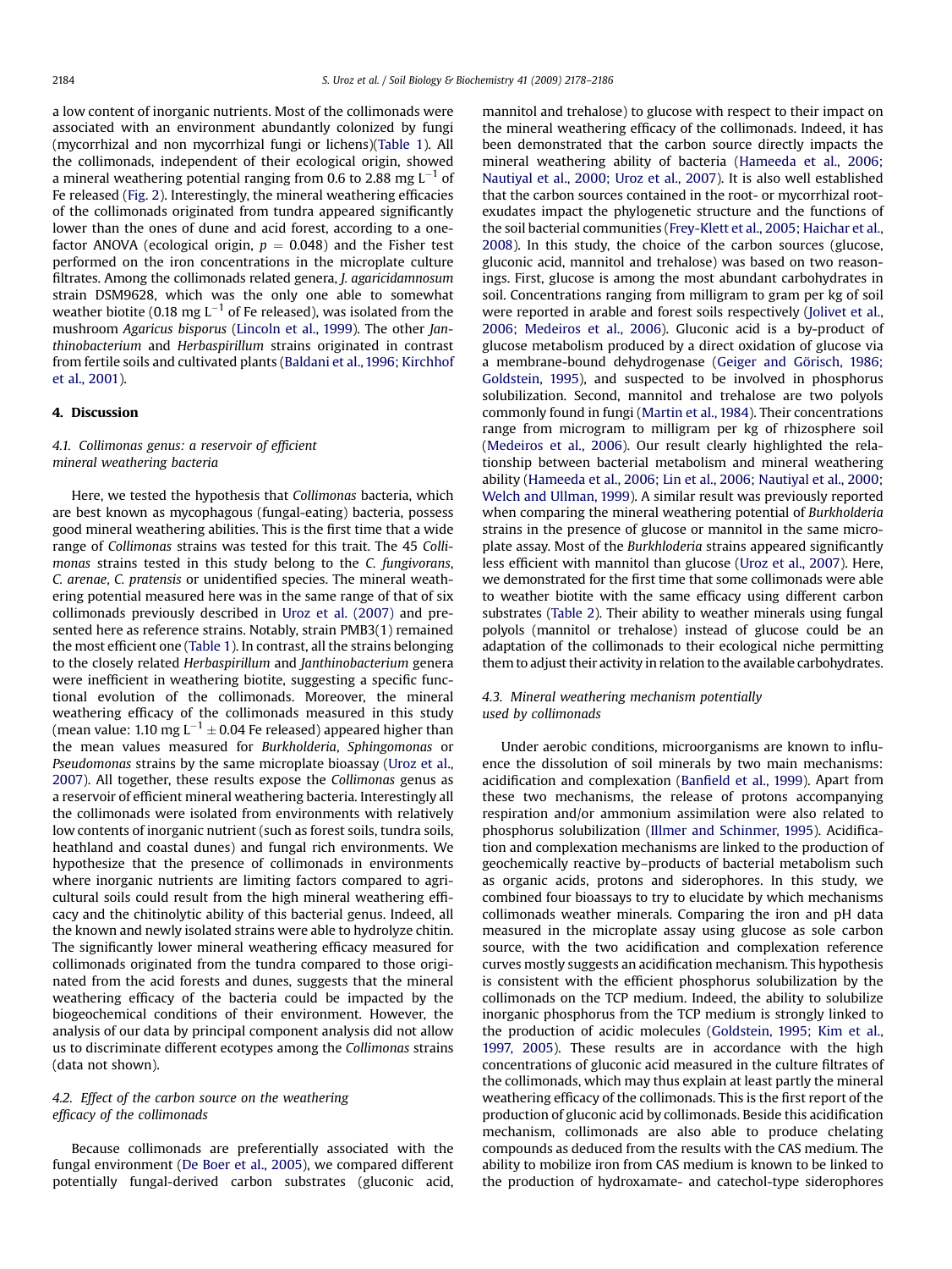a low content of inorganic nutrients. Most of the collimonads were associated with an environment abundantly colonized by fungi (mycorrhizal and non mycorrhizal fungi or lichens)(Table 1). All the collimonads, independent of their ecological origin, showed a mineral weathering potential ranging from 0.6 to 2.88 mg $L^{-1}$ of Fe released (Fig. 2). Interestingly, the mineral weathering efficacies of the collimonads originated from tundra appeared significantly lower than the ones of dune and acid forest, according to a one-factor ANOVA (ecological origin, $p = 0.048$) and the Fisher test performed on the iron concentrations in the microplate culture filtrates. Among the collimonads related genera, *J. agaricidamnosum* strain DSM9628, which was the only one able to somewhat weather biotite (0.18 mg $L^{-1}$ of Fe released), was isolated from the mushroom *Agaricus bisporus* (Lincoln et al., 1999). The other *Janthinobacterium* and *Herbaspirillum* strains originated in contrast from fertile soils and cultivated plants (Baldani et al., 1996; Kirchhof et al., 2001).

## 4. Discussion

### 4.1. Collimonas genus: a reservoir of efficient mineral weathering bacteria

Here, we tested the hypothesis that *Collimonas* bacteria, which are best known as mycophagous (fungal-eating) bacteria, possess good mineral weathering abilities. This is the first time that a wide range of *Collimonas* strains was tested for this trait. The 45 *Collimonas* strains tested in this study belong to the *C. fungivorans*, *C. arenae*, *C. pratensis* or unidentified species. The mineral weathering potential measured here was in the same range of that of six collimonads previously described in Uroz et al. (2007) and presented here as reference strains. Notably, strain PMB3(1) remained the most efficient one (Table 1). In contrast, all the strains belonging to the closely related *Herbaspirillum* and *Janthinobacterium* genera were inefficient in weathering biotite, suggesting a specific functional evolution of the collimonads. Moreover, the mineral weathering efficacy of the collimonads measured in this study (mean value: 1.10 mg $L^{-1} \pm 0.04$ Fe released) appeared higher than the mean values measured for *Burkholderia*, *Sphingomonas* or *Pseudomonas* strains by the same microplate bioassay (Uroz et al., 2007). All together, these results expose the *Collimonas* genus as a reservoir of efficient mineral weathering bacteria. Interestingly all the collimonads were isolated from environments with relatively low contents of inorganic nutrient (such as forest soils, tundra soils, heathland and coastal dunes) and fungal rich environments. We hypothesize that the presence of collimonads in environments where inorganic nutrients are limiting factors compared to agricultural soils could result from the high mineral weathering efficacy and the chitinolytic ability of this bacterial genus. Indeed, all the known and newly isolated strains were able to hydrolyze chitin. The significantly lower mineral weathering efficacy measured for collimonads originated from the tundra compared to those originated from the acid forests and dunes, suggests that the mineral weathering efficacy of the bacteria could be impacted by the biogeochemical conditions of their environment. However, the analysis of our data by principal component analysis did not allow us to discriminate different ecotypes among the *Collimonas* strains (data not shown).

### 4.2. Effect of the carbon source on the weathering efficacy of the collimonads

Because collimonads are preferentially associated with the fungal environment (De Boer et al., 2005), we compared different potentially fungal-derived carbon substrates (gluconic acid, mannitol and trehalose) to glucose with respect to their impact on the mineral weathering efficacy of the collimonads. Indeed, it has been demonstrated that the carbon source directly impacts the mineral weathering ability of bacteria (Hameeda et al., 2006; Nautiyal et al., 2000; Uroz et al., 2007). It is also well established that the carbon sources contained in the root- or mycorrhizal root-exudates impact the phylogenetic structure and the functions of the soil bacterial communities (Frey-Klett et al., 2005; Haichar et al., 2008). In this study, the choice of the carbon sources (glucose, gluconic acid, mannitol and trehalose) was based on two reasonings. First, glucose is among the most abundant carbohydrates in soil. Concentrations ranging from milligram to gram per kg of soil were reported in arable and forest soils respectively (Jolivet et al., 2006; Medeiros et al., 2006). Gluconic acid is a by-product of glucose metabolism produced by a direct oxidation of glucose via a membrane-bound dehydrogenase (Geiger and Görisch, 1986; Goldstein, 1995), and suspected to be involved in phosphorus solubilization. Second, mannitol and trehalose are two polyols commonly found in fungi (Martin et al., 1984). Their concentrations range from microgram to milligram per kg of rhizosphere soil (Medeiros et al., 2006). Our result clearly highlighted the relationship between bacterial metabolism and mineral weathering ability (Hameeda et al., 2006; Lin et al., 2006; Nautiyal et al., 2000; Welch and Ullman, 1999). A similar result was previously reported when comparing the mineral weathering potential of *Burkholderia* strains in the presence of glucose or mannitol in the same microplate assay. Most of the *Burkhloderia* strains appeared significantly less efficient with mannitol than glucose (Uroz et al., 2007). Here, we demonstrated for the first time that some collimonads were able to weather biotite with the same efficacy using different carbon substrates (Table 2). Their ability to weather minerals using fungal polyols (mannitol or trehalose) instead of glucose could be an adaptation of the collimonads to their ecological niche permitting them to adjust their activity in relation to the available carbohydrates.

### 4.3. Mineral weathering mechanism potentially used by collimonads

Under aerobic conditions, microorganisms are known to influence the dissolution of soil minerals by two main mechanisms: acidification and complexation (Banfield et al., 1999). Apart from these two mechanisms, the release of protons accompanying respiration and/or ammonium assimilation were also related to phosphorus solubilization (Illmer and Schinner, 1995). Acidification and complexation mechanisms are linked to the production of geochemically reactive by–products of bacterial metabolism such as organic acids, protons and siderophores. In this study, we combined four bioassays to try to elucidate by which mechanisms collimonads weather minerals. Comparing the iron and pH data measured in the microplate assay using glucose as sole carbon source, with the two acidification and complexation reference curves mostly suggests an acidification mechanism. This hypothesis is consistent with the efficient phosphorus solubilization by the collimonads on the TCP medium. Indeed, the ability to solubilize inorganic phosphorus from the TCP medium is strongly linked to the production of acidic molecules (Goldstein, 1995; Kim et al., 1997, 2005). These results are in accordance with the high concentrations of gluconic acid measured in the culture filtrates of the collimonads, which may thus explain at least partly the mineral weathering efficacy of the collimonads. This is the first report of the production of gluconic acid by collimonads. Beside this acidification mechanism, collimonads are also able to produce chelating compounds as deduced from the results with the CAS medium. The ability to mobilize iron from CAS medium is known to be linked to the production of hydroxamate- and catechol-type siderophores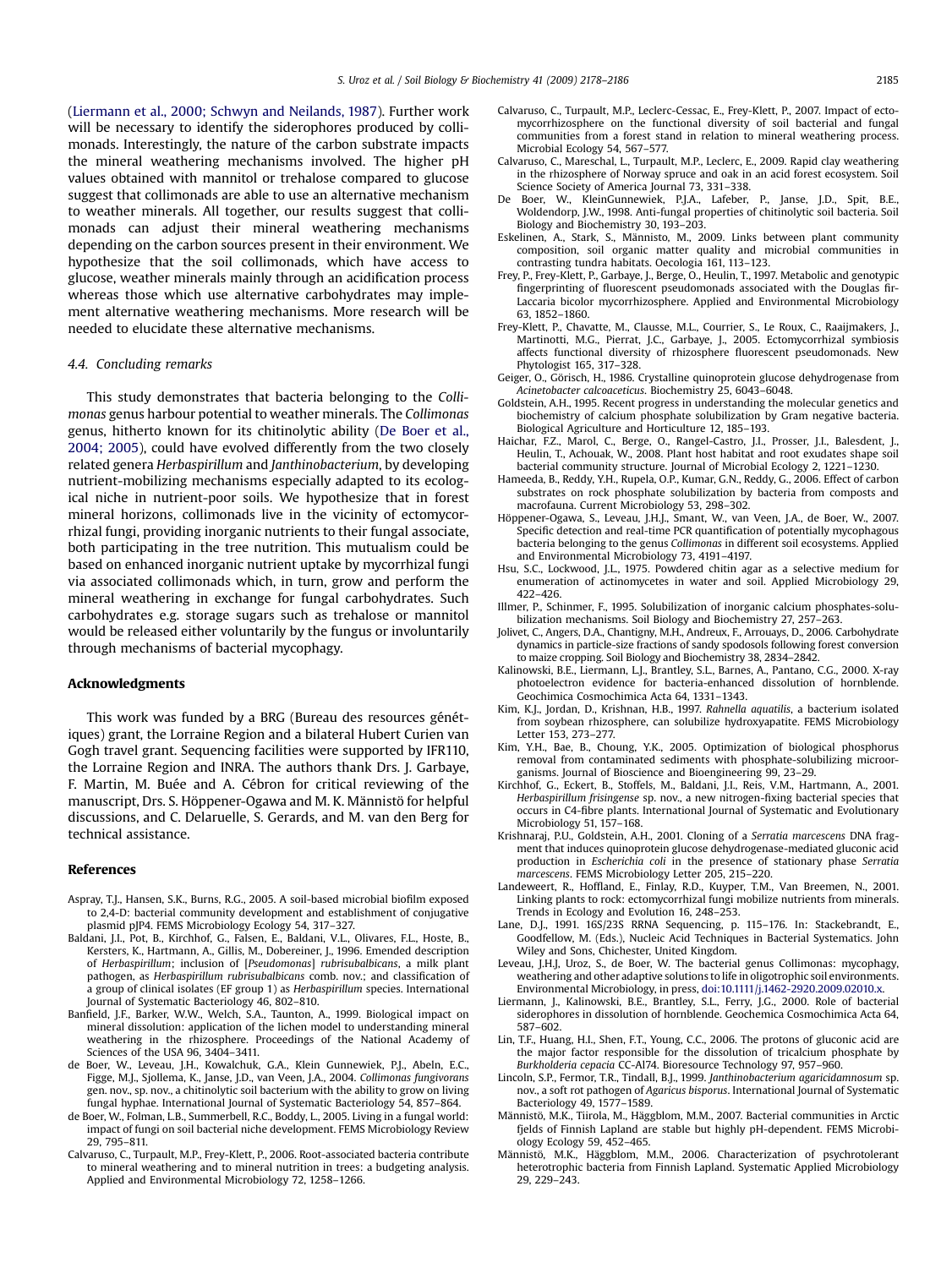(Liermann et al., 2000; Schwyn and Neilands, 1987). Further work will be necessary to identify the siderophores produced by collimonads. Interestingly, the nature of the carbon substrate impacts the mineral weathering mechanisms involved. The higher pH values obtained with mannitol or trehalose compared to glucose suggest that collimonads are able to use an alternative mechanism to weather minerals. All together, our results suggest that collimonads can adjust their mineral weathering mechanisms depending on the carbon sources present in their environment. We hypothesize that the soil collimonads, which have access to glucose, weather minerals mainly through an acidification process whereas those which use alternative carbohydrates may implement alternative weathering mechanisms. More research will be needed to elucidate these alternative mechanisms.

### 4.4. Concluding remarks

This study demonstrates that bacteria belonging to the *Collimonas* genus harbour potential to weather minerals. The *Collimonas* genus, hitherto known for its chitinolytic ability (De Boer et al., 2004; 2005), could have evolved differently from the two closely related genera *Herbaspirillum* and *Janthinobacterium*, by developing nutrient-mobilizing mechanisms especially adapted to its ecological niche in nutrient-poor soils. We hypothesize that in forest mineral horizons, collimonads live in the vicinity of ectomycorrhizal fungi, providing inorganic nutrients to their fungal associate, both participating in the tree nutrition. This mutualism could be based on enhanced inorganic nutrient uptake by mycorrhizal fungi via associated collimonads which, in turn, grow and perform the mineral weathering in exchange for fungal carbohydrates. Such carbohydrates e.g. storage sugars such as trehalose or mannitol would be released either voluntarily by the fungus or involuntarily through mechanisms of bacterial mycophagy.

## Acknowledgments

This work was funded by a BRG (Bureau des resources génétiques) grant, the Lorraine Region and a bilateral Hubert Curien van Gogh travel grant. Sequencing facilities were supported by IFR110, the Lorraine Region and INRA. The authors thank Drs. J. Garbaye, F. Martin, M. Buée and A. Cébron for critical reviewing of the manuscript, Drs. S. Höppener-Ogawa and M. K. Männistö for helpful discussions, and C. Delaruelle, S. Gerards, and M. van den Berg for technical assistance.

## References

Aspray, T.J., Hansen, S.K., Burns, R.G., 2005. A soil-based microbial biofilm exposed to 2,4-D: bacterial community development and establishment of conjugative plasmid pJP4. FEMS Microbiology Ecology 54, 317–327.

Baldani, J.I., Pot, B., Kirchhof, G., Falsen, E., Baldani, V.L., Olivares, F.L., Hoste, B., Kersters, K., Hartmann, A., Gillis, M., Dobereiner, J., 1996. Emended description of *Herbaspirillum*; inclusion of [*Pseudomonas*] *rubrisubalbicans*, a milk plant pathogen, as *Herbaspirillum rubrisubalbicans* comb. nov.; and classification of a group of clinical isolates (EF group 1) as *Herbaspirillum* species. International Journal of Systematic Bacteriology 46, 802–810.

Banfield, J.F., Barker, W.W., Welch, S.A., Taunton, A., 1999. Biological impact on mineral dissolution: application of the lichen model to understanding mineral weathering in the rhizosphere. Proceedings of the National Academy of Sciences of the USA 96, 3404–3411.

de Boer, W., Leveau, J.H., Kowalchuk, G.A., Klein Gunnewiek, P.J., Abeln, E.C., Figge, M.J., Sjollema, K., Janse, J.D., van Veen, J.A., 2004. *Collimonas fungivorans* gen. nov., sp. nov., a chitinolytic soil bacterium with the ability to grow on living fungal hyphae. International Journal of Systematic Bacteriology 54, 857–864.

de Boer, W., Folman, L.B., Summerbell, R.C., Boddy, L., 2005. Living in a fungal world: impact of fungi on soil bacterial niche development. FEMS Microbiology Review 29, 795–811.

Calvaruso, C., Turpault, M.P., Frey-Klett, P., 2006. Root-associated bacteria contribute to mineral weathering and to mineral nutrition in trees: a budgeting analysis. Applied and Environmental Microbiology 72, 1258–1266.

Calvaruso, C., Turpault, M.P., Leclerc-Cessac, E., Frey-Klett, P., 2007. Impact of ectomycorrhizosphere on the functional diversity of soil bacterial and fungal communities from a forest stand in relation to mineral weathering process. Microbial Ecology 54, 567–577.

Calvaruso, C., Mareschal, L., Turpault, M.P., Leclerc, E., 2009. Rapid clay weathering in the rhizosphere of Norway spruce and oak in an acid forest ecosystem. Soil Science Society of America Journal 73, 331–338.

De Boer, W., KleinGunnewiek, P.J.A., Lafeber, P., Janse, J.D., Spit, B.E., Woldendorp, J.W., 1998. Anti-fungal properties of chitinolytic soil bacteria. Soil Biology and Biochemistry 30, 193–203.

Eskelinen, A., Stark, S., Männistö, M., 2009. Links between plant community composition, soil organic matter quality and microbial communities in contrasting tundra habitats. Oecologia 161, 113–123.

Frey, P., Frey-Klett, P., Garbaye, J., Berge, O., Heulin, T., 1997. Metabolic and genotypic fingerprinting of fluorescent pseudomonads associated with the Douglas fir-Laccaria bicolor mycorrhizosphere. Applied and Environmental Microbiology 63, 1852–1860.

Frey-Klett, P., Chavatte, M., Clausse, M.L., Courrier, S., Le Roux, C., Raaijmakers, J., Martinotti, M.G., Pierrat, J.C., Garbaye, J., 2005. Ectomycorrhizal symbiosis affects functional diversity of rhizosphere fluorescent pseudomonads. New Phytologist 165, 317–328.

Geiger, O., Görisch, H., 1986. Crystalline quinoprotein glucose dehydrogenase from *Acinetobacter calcoaceticus*. Biochemistry 25, 6043–6048.

Goldstein, A.H., 1995. Recent progress in understanding the molecular genetics and biochemistry of calcium phosphate solubilization by Gram negative bacteria. Biological Agriculture and Horticulture 12, 185–193.

Haichar, F.Z., Marol, C., Berge, O., Rangel-Castro, J.I., Prosser, J.I., Balesdent, J., Heulin, T., Achouak, W., 2008. Plant host habitat and root exudates shape soil bacterial community structure. Journal of Microbial Ecology 2, 1221–1230.

Hameeda, B., Reddy, Y.H., Rupela, O.P., Kumar, G.N., Reddy, G., 2006. Effect of carbon substrates on rock phosphate solubilization by bacteria from composts and macrofauna. Current Microbiology 53, 298–302.

Höppener-Ogawa, S., Leveau, J.H.J., Smant, W., van Veen, J.A., de Boer, W., 2007. Specific detection and real-time PCR quantification of potentially mycophagous bacteria belonging to the genus *Collimonas* in different soil ecosystems. Applied and Environmental Microbiology 73, 4191–4197.

Hsu, S.C., Lockwood, J.L., 1975. Powdered chitin agar as a selective medium for enumeration of actinomycetes in water and soil. Applied Microbiology 29, 422–426.

Illmer, P., Schinner, F., 1995. Solubilization of inorganic calcium phosphates-solubilization mechanisms. Soil Biology and Biochemistry 27, 257–263.

Jolivet, C., Angers, D.A., Chantigny, M.H., Andreux, F., Arrouays, D., 2006. Carbohydrate dynamics in particle-size fractions of sandy spodosols following forest conversion to maize cropping. Soil Biology and Biochemistry 38, 2834–2842.

Kalinowski, B.E., Liermann, L.J., Brantley, S.L., Barnes, A., Pantano, C.G., 2000. X-ray photoelectron evidence for bacteria-enhanced dissolution of hornblende. Geochimica Cosmochimica Acta 64, 1331–1343.

Kim, K.J., Jordan, D., Krishnan, H.B., 1997. *Rahnella aquatilis*, a bacterium isolated from soybean rhizosphere, can solubilize hydroxyapatite. FEMS Microbiology Letter 153, 273–277.

Kim, Y.H., Bae, B., Choung, Y.K., 2005. Optimization of biological phosphorus removal from contaminated sediments with phosphate-solubilizing microorganisms. Journal of Bioscience and Bioengineering 99, 23–29.

Kirchhof, G., Eckert, B., Stoffels, M., Baldani, J.I., Reis, V.M., Hartmann, A., 2001. *Herbaspirillum frisingense* sp. nov., a new nitrogen-fixing bacterial species that occurs in C4-fibre plants. International Journal of Systematic and Evolutionary Microbiology 51, 157–168.

Krishnaraj, P.U., Goldstein, A.H., 2001. Cloning of a *Serratia marcescens* DNA fragment that induces quinoprotein glucose dehydrogenase-mediated gluconic acid production in *Escherichia coli* in the presence of stationary phase *Serratia marcescens*. FEMS Microbiology Letter 205, 215–220.

Landeweert, R., Hoffland, E., Finlay, R.D., Kuyper, T.M., Van Breemen, N., 2001. Linking plants to rock: ectomycorrhizal fungi mobilize nutrients from minerals. Trends in Ecology and Evolution 16, 248–253.

Lane, D.J., 1991. 16S/23S RRNA Sequencing, p. 115–176. In: Stackebrandt, E., Goodfellow, M. (Eds.), Nucleic Acid Techniques in Bacterial Systematics. John Wiley and Sons, Chichester, United Kingdom.

Leveau, J.H.J, Uroz, S., de Boer, W. The bacterial genus Collimonas: mycophagy, weathering and other adaptive solutions to life in oligotrophic soil environments. Environmental Microbiology, in press, doi:10.1111/j.1462-2920.2009.02010.x.

Liermann, J., Kalinowski, B.E., Brantley, S.L., Ferry, J.G., 2000. Role of bacterial siderophores in dissolution of hornblende. Geochemica Cosmochimica Acta 64, 587–602.

Lin, T.F., Huang, H.I., Shen, F.T., Young, C.C., 2006. The protons of gluconic acid are the major factor responsible for the dissolution of tricalcium phosphate by *Burkholderia cepacia* CC-Al74. Bioresource Technology 97, 957–960.

Lincoln, S.P., Fermor, T.R., Tindall, B.J., 1999. *Janthinobacterium agaricidamnosum* sp. nov., a soft rot pathogen of *Agaricus bisporus*. International Journal of Systematic Bacteriology 49, 1577–1589.

Männistö, M.K., Tiirola, M., Häggblom, M.M., 2007. Bacterial communities in Arctic fjelds of Finnish Lapland are stable but highly pH-dependent. FEMS Microbiology Ecology 59, 452–465.

Männistö, M.K., Häggblom, M.M., 2006. Characterization of psychrotolerant heterotrophic bacteria from Finnish Lapland. Systematic Applied Microbiology 29, 229–243.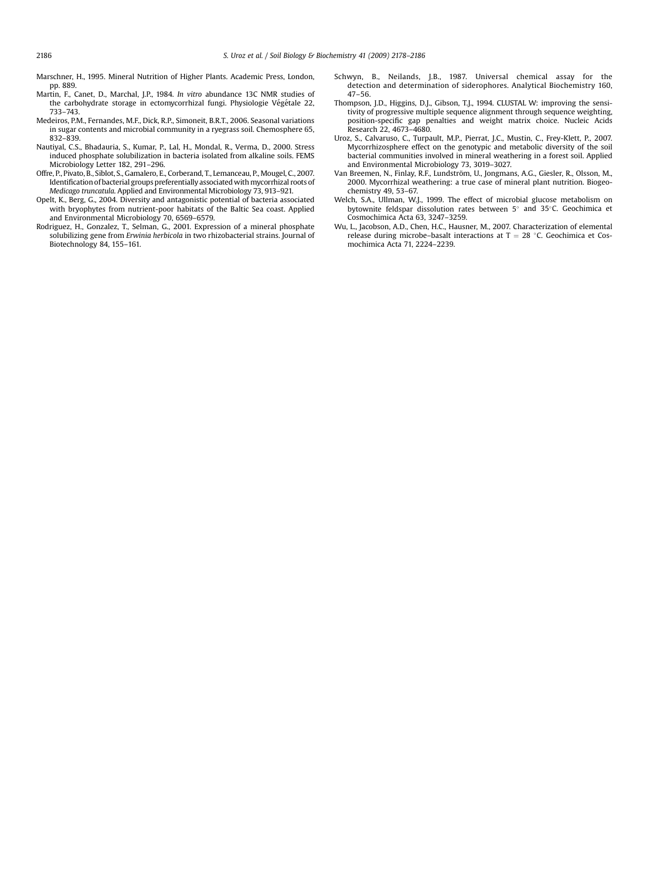Marschner, H., 1995. Mineral Nutrition of Higher Plants. Academic Press, London, pp. 889.

Martin, F., Canet, D., Marchal, J.P., 1984. *In vitro* abundance 13C NMR studies of the carbohydrate storage in ectomycorrhizal fungi. Physiologie Végétale 22, 733–743.

Medeiros, P.M., Fernandes, M.F., Dick, R.P., Simoneit, B.R.T., 2006. Seasonal variations in sugar contents and microbial community in a ryegrass soil. Chemosphere 65, 832–839.

Nautiyal, C.S., Bhadauria, S., Kumar, P., Lal, H., Mondal, R., Verma, D., 2000. Stress induced phosphate solubilization in bacteria isolated from alkaline soils. FEMS Microbiology Letter 182, 291–296.

Offre, P., Pivato, B., Siblot, S., Gamalero, E., Corberand, T., Lemanceau, P., Mougel, C., 2007. Identification of bacterial groups preferentially associated with mycorrhizal roots of *Medicago truncatula*. Applied and Environmental Microbiology 73, 913–921.

Opelt, K., Berg, G., 2004. Diversity and antagonistic potential of bacteria associated with bryophytes from nutrient-poor habitats of the Baltic Sea coast. Applied and Environmental Microbiology 70, 6569–6579.

Rodriguez, H., Gonzalez, T., Selman, G., 2001. Expression of a mineral phosphate solubilizing gene from *Erwinia herbicola* in two rhizobacterial strains. Journal of Biotechnology 84, 155–161.

Schwyn, B., Neilands, J.B., 1987. Universal chemical assay for the detection and determination of siderophores. Analytical Biochemistry 160, 47–56.

Thompson, J.D., Higgins, D.J., Gibson, T.J., 1994. CLUSTAL W: improving the sensitivity of progressive multiple sequence alignment through sequence weighting, position-specific gap penalties and weight matrix choice. Nucleic Acids Research 22, 4673–4680.

Uroz, S., Calvaruso, C., Turpault, M.P., Pierrat, J.C., Mustin, C., Frey-Klett, P., 2007. Mycorrhizosphere effect on the genotypic and metabolic diversity of the soil bacterial communities involved in mineral weathering in a forest soil. Applied and Environmental Microbiology 73, 3019–3027.

Van Breemen, N., Finlay, R.F., Lundström, U., Jongmans, A.G., Giesler, R., Olsson, M., 2000. Mycorrhizal weathering: a true case of mineral plant nutrition. Biogeochemistry 49, 53–67.

Welch, S.A., Ullman, W.J., 1999. The effect of microbial glucose metabolism on bytownite feldspar dissolution rates between 5° and 35°C. Geochimica et Cosmochimica Acta 63, 3247–3259.

Wu, L., Jacobson, A.D., Chen, H.C., Hausner, M., 2007. Characterization of elemental release during microbe–basalt interactions at $T = 28$ °C. Geochimica et Cosmochimica Acta 71, 2224–2239.